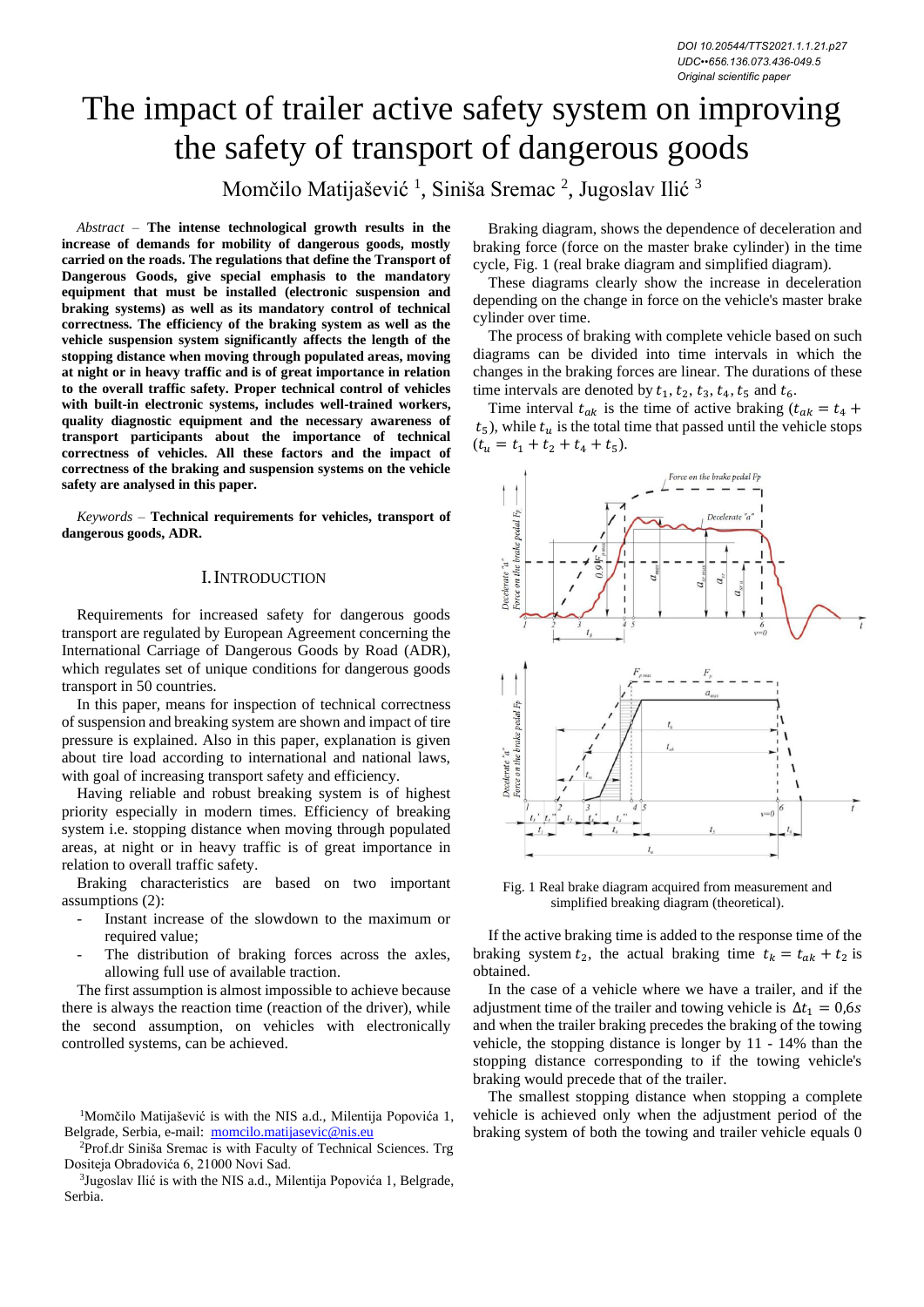DOI 10.20544/TTS2021.1.1.21.p27
UDC••656.136.073.436-049.5
Original scientific paper

# The impact of trailer active safety system on improving the safety of transport of dangerous goods

Momčilo Matijašević [1], Siniša Sremac [2], Jugoslav Ilić [3]

*Abstract* – **The intense technological growth results in the increase of demands for mobility of dangerous goods, mostly carried on the roads. The regulations that define the Transport of Dangerous Goods, give special emphasis to the mandatory equipment that must be installed (electronic suspension and braking systems) as well as its mandatory control of technical correctness. The efficiency of the braking system as well as the vehicle suspension system significantly affects the length of the stopping distance when moving through populated areas, moving at night or in heavy traffic and is of great importance in relation to the overall traffic safety. Proper technical control of vehicles with built-in electronic systems, includes well-trained workers, quality diagnostic equipment and the necessary awareness of transport participants about the importance of technical correctness of vehicles. All these factors and the impact of correctness of the braking and suspension systems on the vehicle safety are analysed in this paper.**

*Keywords* – **Technical requirements for vehicles, transport of dangerous goods, ADR.**

## I. Introduction

Requirements for increased safety for dangerous goods transport are regulated by European Agreement concerning the International Carriage of Dangerous Goods by Road (ADR), which regulates set of unique conditions for dangerous goods transport in 50 countries.

In this paper, means for inspection of technical correctness of suspension and breaking system are shown and impact of tire pressure is explained. Also in this paper, explanation is given about tire load according to international and national laws, with goal of increasing transport safety and efficiency.

Having reliable and robust breaking system is of highest priority especially in modern times. Efficiency of breaking system i.e. stopping distance when moving through populated areas, at night or in heavy traffic is of great importance in relation to overall traffic safety.

Braking characteristics are based on two important assumptions (2):

- Instant increase of the slowdown to the maximum or required value;
- The distribution of braking forces across the axles, allowing full use of available traction.

The first assumption is almost impossible to achieve because there is always the reaction time (reaction of the driver), while the second assumption, on vehicles with electronically controlled systems, can be achieved.

Braking diagram, shows the dependence of deceleration and braking force (force on the master brake cylinder) in the time cycle, Fig. 1 (real brake diagram and simplified diagram).

These diagrams clearly show the increase in deceleration depending on the change in force on the vehicle's master brake cylinder over time.

The process of braking with complete vehicle based on such diagrams can be divided into time intervals in which the changes in the braking forces are linear. The durations of these time intervals are denoted by $t_1, t_2, t_3, t_4, t_5$ and $t_6$.

Time interval $t_{ak}$ is the time of active braking ($t_{ak} = t_4 + t_5$), while $t_u$ is the total time that passed until the vehicle stops ($t_u = t_1 + t_2 + t_4 + t_5$).

Fig. 1 Real brake diagram acquired from measurement and simplified breaking diagram (theoretical).

If the active braking time is added to the response time of the braking system $t_2$, the actual braking time $t_k = t_{ak} + t_2$ is obtained.

In the case of a vehicle where we have a trailer, and if the adjustment time of the trailer and towing vehicle is $\Delta t_1 = 0{,}6s$ and when the trailer braking precedes the braking of the towing vehicle, the stopping distance is longer by 11 - 14% than the stopping distance corresponding to if the towing vehicle's braking would precede that of the trailer.

The smallest stopping distance when stopping a complete vehicle is achieved only when the adjustment period of the braking system of both the towing and trailer vehicle equals 0

[1]Momčilo Matijašević is with the NIS a.d., Milentija Popovića 1, Belgrade, Serbia, e-mail: momcilo.matijasevic@nis.eu

[2]Prof.dr Siniša Sremac is with Faculty of Technical Sciences. Trg Dositeja Obradovića 6, 21000 Novi Sad.

[3]Jugoslav Ilić is with the NIS a.d., Milentija Popovića 1, Belgrade, Serbia.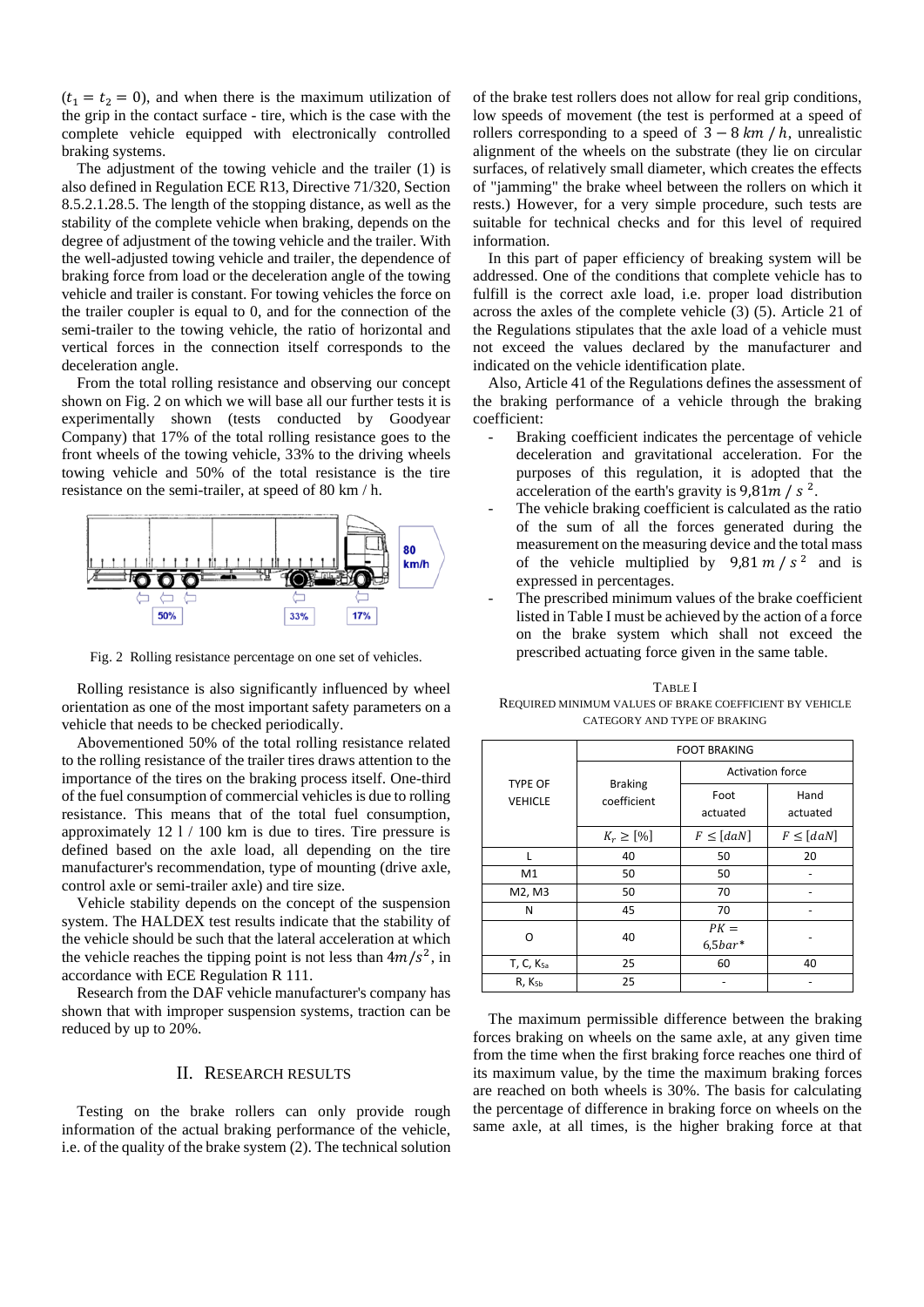($t_1 = t_2 = 0$), and when there is the maximum utilization of the grip in the contact surface - tire, which is the case with the complete vehicle equipped with electronically controlled braking systems.

The adjustment of the towing vehicle and the trailer (1) is also defined in Regulation ECE R13, Directive 71/320, Section 8.5.2.1.28.5. The length of the stopping distance, as well as the stability of the complete vehicle when braking, depends on the degree of adjustment of the towing vehicle and the trailer. With the well-adjusted towing vehicle and trailer, the dependence of braking force from load or the deceleration angle of the towing vehicle and trailer is constant. For towing vehicles the force on the trailer coupler is equal to 0, and for the connection of the semi-trailer to the towing vehicle, the ratio of horizontal and vertical forces in the connection itself corresponds to the deceleration angle.

From the total rolling resistance and observing our concept shown on Fig. 2 on which we will base all our further tests it is experimentally shown (tests conducted by Goodyear Company) that 17% of the total rolling resistance goes to the front wheels of the towing vehicle, 33% to the driving wheels towing vehicle and 50% of the total resistance is the tire resistance on the semi-trailer, at speed of 80 km / h.

Fig. 2 Rolling resistance percentage on one set of vehicles.

Rolling resistance is also significantly influenced by wheel orientation as one of the most important safety parameters on a vehicle that needs to be checked periodically.

Abovementioned 50% of the total rolling resistance related to the rolling resistance of the trailer tires draws attention to the importance of the tires on the braking process itself. One-third of the fuel consumption of commercial vehicles is due to rolling resistance. This means that of the total fuel consumption, approximately 12 l / 100 km is due to tires. Tire pressure is defined based on the axle load, all depending on the tire manufacturer's recommendation, type of mounting (drive axle, control axle or semi-trailer axle) and tire size.

Vehicle stability depends on the concept of the suspension system. The HALDEX test results indicate that the stability of the vehicle should be such that the lateral acceleration at which the vehicle reaches the tipping point is not less than $4m/s^2$, in accordance with ECE Regulation R 111.

Research from the DAF vehicle manufacturer's company has shown that with improper suspension systems, traction can be reduced by up to 20%.

## II. Research Results

Testing on the brake rollers can only provide rough information of the actual braking performance of the vehicle, i.e. of the quality of the brake system (2). The technical solution of the brake test rollers does not allow for real grip conditions, low speeds of movement (the test is performed at a speed of rollers corresponding to a speed of $3 - 8\ km\ /\ h$, unrealistic alignment of the wheels on the substrate (they lie on circular surfaces, of relatively small diameter, which creates the effects of "jamming" the brake wheel between the rollers on which it rests.) However, for a very simple procedure, such tests are suitable for technical checks and for this level of required information.

In this part of paper efficiency of breaking system will be addressed. One of the conditions that complete vehicle has to fulfill is the correct axle load, i.e. proper load distribution across the axles of the complete vehicle (3) (5). Article 21 of the Regulations stipulates that the axle load of a vehicle must not exceed the values declared by the manufacturer and indicated on the vehicle identification plate.

Also, Article 41 of the Regulations defines the assessment of the braking performance of a vehicle through the braking coefficient:

- Braking coefficient indicates the percentage of vehicle deceleration and gravitational acceleration. For the purposes of this regulation, it is adopted that the acceleration of the earth's gravity is $9{,}81m\ /\ s^2$.
- The vehicle braking coefficient is calculated as the ratio of the sum of all the forces generated during the measurement on the measuring device and the total mass of the vehicle multiplied by $9{,}81\ m\ /\ s^2$ and is expressed in percentages.
- The prescribed minimum values of the brake coefficient listed in Table I must be achieved by the action of a force on the brake system which shall not exceed the prescribed actuating force given in the same table.

TABLE I
REQUIRED MINIMUM VALUES OF BRAKE COEFFICIENT BY VEHICLE CATEGORY AND TYPE OF BRAKING

| TYPE OF VEHICLE | FOOT BRAKING | | |
|---|---|---|---|
| | Braking coefficient | Activation force | |
| | | Foot actuated | Hand actuated |
| | $K_r \geq [\%]$ | $F \leq [daN]$ | $F \leq [daN]$ |
| L | 40 | 50 | 20 |
| M1 | 50 | 50 | - |
| M2, M3 | 50 | 70 | - |
| N | 45 | 70 | - |
| O | 40 | $PK = 6{,}5bar$* | - |
| T, C, $K_{5a}$ | 25 | 60 | 40 |
| R, $K_{5b}$ | 25 | - | - |

The maximum permissible difference between the braking forces braking on wheels on the same axle, at any given time from the time when the first braking force reaches one third of its maximum value, by the time the maximum braking forces are reached on both wheels is 30%. The basis for calculating the percentage of difference in braking force on wheels on the same axle, at all times, is the higher braking force at that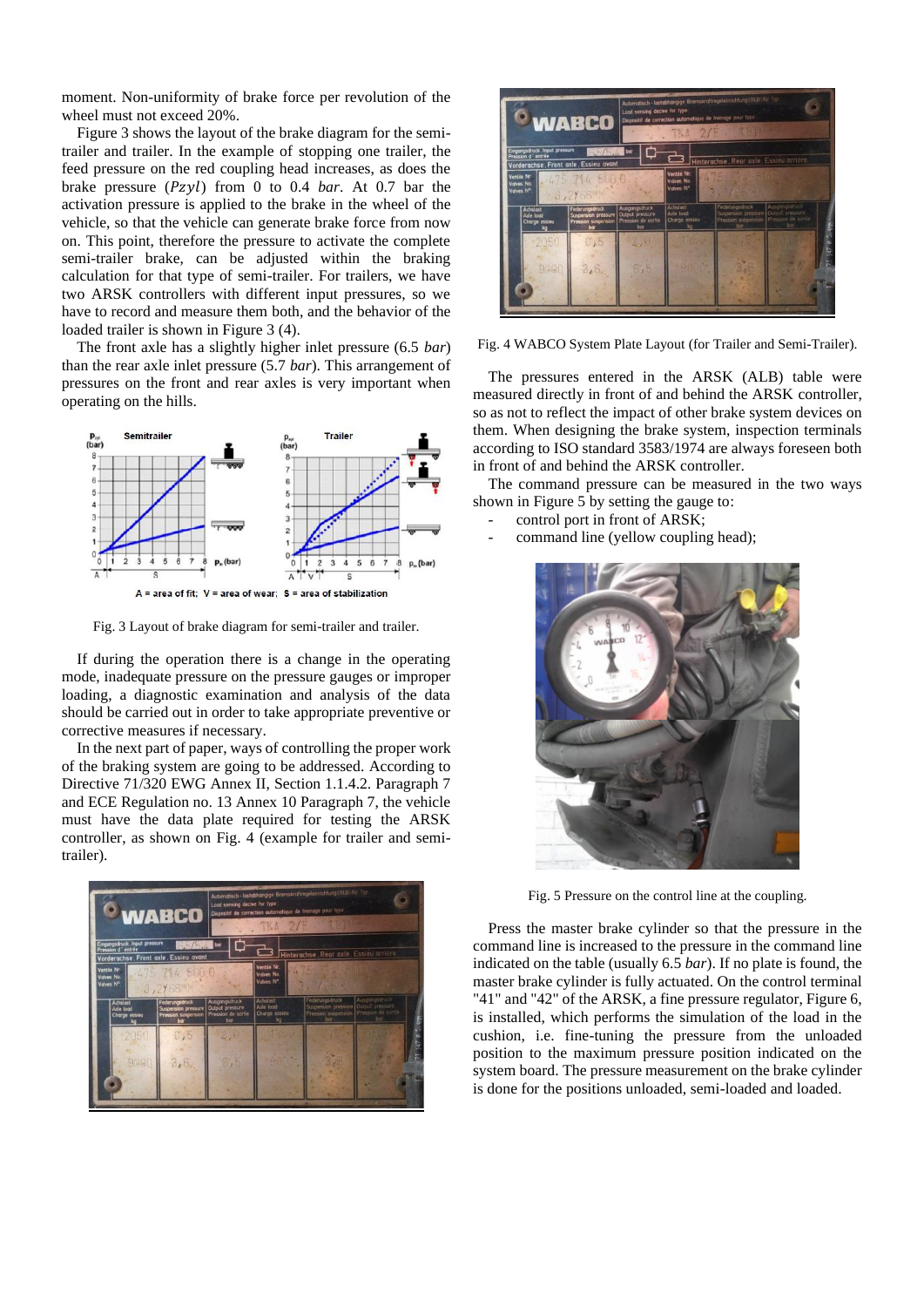moment. Non-uniformity of brake force per revolution of the wheel must not exceed 20%.

Figure 3 shows the layout of the brake diagram for the semi-trailer and trailer. In the example of stopping one trailer, the feed pressure on the red coupling head increases, as does the brake pressure ($Pzyl$) from 0 to 0.4 *bar*. At 0.7 bar the activation pressure is applied to the brake in the wheel of the vehicle, so that the vehicle can generate brake force from now on. This point, therefore the pressure to activate the complete semi-trailer brake, can be adjusted within the braking calculation for that type of semi-trailer. For trailers, we have two ARSK controllers with different input pressures, so we have to record and measure them both, and the behavior of the loaded trailer is shown in Figure 3 (4).

The front axle has a slightly higher inlet pressure (6.5 *bar*) than the rear axle inlet pressure (5.7 *bar*). This arrangement of pressures on the front and rear axles is very important when operating on the hills.

A = area of fit; V = area of wear; S = area of stabilization

Fig. 3 Layout of brake diagram for semi-trailer and trailer.

If during the operation there is a change in the operating mode, inadequate pressure on the pressure gauges or improper loading, a diagnostic examination and analysis of the data should be carried out in order to take appropriate preventive or corrective measures if necessary.

In the next part of paper, ways of controlling the proper work of the braking system are going to be addressed. According to Directive 71/320 EWG Annex II, Section 1.1.4.2. Paragraph 7 and ECE Regulation no. 13 Annex 10 Paragraph 7, the vehicle must have the data plate required for testing the ARSK controller, as shown on Fig. 4 (example for trailer and semi-trailer).

Fig. 4 WABCO System Plate Layout (for Trailer and Semi-Trailer).

The pressures entered in the ARSK (ALB) table were measured directly in front of and behind the ARSK controller, so as not to reflect the impact of other brake system devices on them. When designing the brake system, inspection terminals according to ISO standard 3583/1974 are always foreseen both in front of and behind the ARSK controller.

The command pressure can be measured in the two ways shown in Figure 5 by setting the gauge to:

- control port in front of ARSK;
- command line (yellow coupling head);

Fig. 5 Pressure on the control line at the coupling.

Press the master brake cylinder so that the pressure in the command line is increased to the pressure in the command line indicated on the table (usually 6.5 *bar*). If no plate is found, the master brake cylinder is fully actuated. On the control terminal "41" and "42" of the ARSK, a fine pressure regulator, Figure 6, is installed, which performs the simulation of the load in the cushion, i.e. fine-tuning the pressure from the unloaded position to the maximum pressure position indicated on the system board. The pressure measurement on the brake cylinder is done for the positions unloaded, semi-loaded and loaded.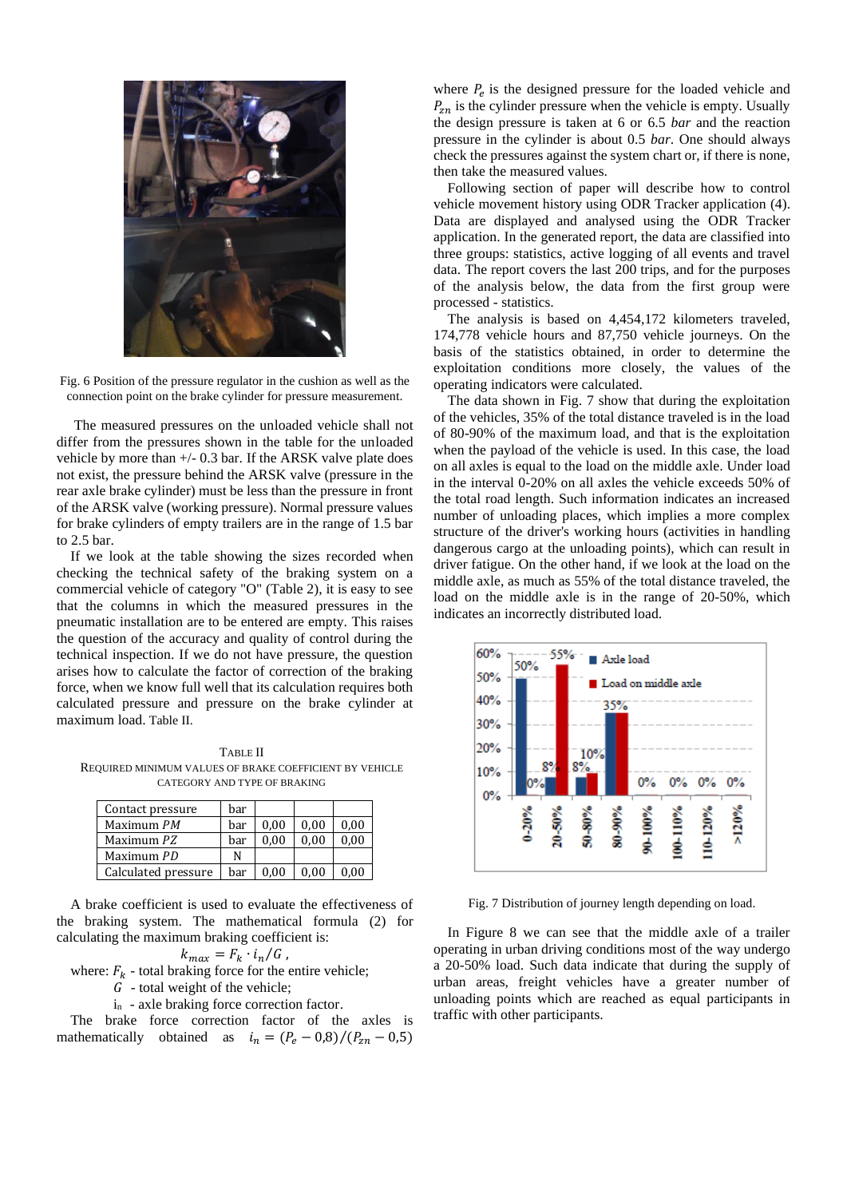Fig. 6 Position of the pressure regulator in the cushion as well as the connection point on the brake cylinder for pressure measurement.

The measured pressures on the unloaded vehicle shall not differ from the pressures shown in the table for the unloaded vehicle by more than +/- 0.3 bar. If the ARSK valve plate does not exist, the pressure behind the ARSK valve (pressure in the rear axle brake cylinder) must be less than the pressure in front of the ARSK valve (working pressure). Normal pressure values for brake cylinders of empty trailers are in the range of 1.5 bar to 2.5 bar.

If we look at the table showing the sizes recorded when checking the technical safety of the braking system on a commercial vehicle of category "O" (Table 2), it is easy to see that the columns in which the measured pressures in the pneumatic installation are to be entered are empty. This raises the question of the accuracy and quality of control during the technical inspection. If we do not have pressure, the question arises how to calculate the factor of correction of the braking force, when we know full well that its calculation requires both calculated pressure and pressure on the brake cylinder at maximum load. Table II.

TABLE II
REQUIRED MINIMUM VALUES OF BRAKE COEFFICIENT BY VEHICLE CATEGORY AND TYPE OF BRAKING

| Contact pressure | bar | | | |
|---|---|---|---|---|
| Maximum *PM* | bar | 0,00 | 0,00 | 0,00 |
| Maximum *PZ* | bar | 0,00 | 0,00 | 0,00 |
| Maximum *PD* | N | | | |
| Calculated pressure | bar | 0,00 | 0,00 | 0,00 |

A brake coefficient is used to evaluate the effectiveness of the braking system. The mathematical formula (2) for calculating the maximum braking coefficient is:

$$k_{max} = F_k \cdot i_n / G \,,$$

where: $F_k$ - total braking force for the entire vehicle;

$G$ - total weight of the vehicle;

$i_n$ - axle braking force correction factor.

The brake force correction factor of the axles is mathematically obtained as $i_n = (P_e - 0{,}8)/(P_{zn} - 0{,}5)$ where $P_e$ is the designed pressure for the loaded vehicle and $P_{zn}$ is the cylinder pressure when the vehicle is empty. Usually the design pressure is taken at 6 or 6.5 *bar* and the reaction pressure in the cylinder is about 0.5 *bar*. One should always check the pressures against the system chart or, if there is none, then take the measured values.

Following section of paper will describe how to control vehicle movement history using ODR Tracker application (4). Data are displayed and analysed using the ODR Tracker application. In the generated report, the data are classified into three groups: statistics, active logging of all events and travel data. The report covers the last 200 trips, and for the purposes of the analysis below, the data from the first group were processed - statistics.

The analysis is based on 4,454,172 kilometers traveled, 174,778 vehicle hours and 87,750 vehicle journeys. On the basis of the statistics obtained, in order to determine the exploitation conditions more closely, the values of the operating indicators were calculated.

The data shown in Fig. 7 show that during the exploitation of the vehicles, 35% of the total distance traveled is in the load of 80-90% of the maximum load, and that is the exploitation when the payload of the vehicle is used. In this case, the load on all axles is equal to the load on the middle axle. Under load in the interval 0-20% on all axles the vehicle exceeds 50% of the total road length. Such information indicates an increased number of unloading places, which implies a more complex structure of the driver's working hours (activities in handling dangerous cargo at the unloading points), which can result in driver fatigue. On the other hand, if we look at the load on the middle axle, as much as 55% of the total distance traveled, the load on the middle axle is in the range of 20-50%, which indicates an incorrectly distributed load.

Fig. 7 Distribution of journey length depending on load.

In Figure 8 we can see that the middle axle of a trailer operating in urban driving conditions most of the way undergo a 20-50% load. Such data indicate that during the supply of urban areas, freight vehicles have a greater number of unloading points which are reached as equal participants in traffic with other participants.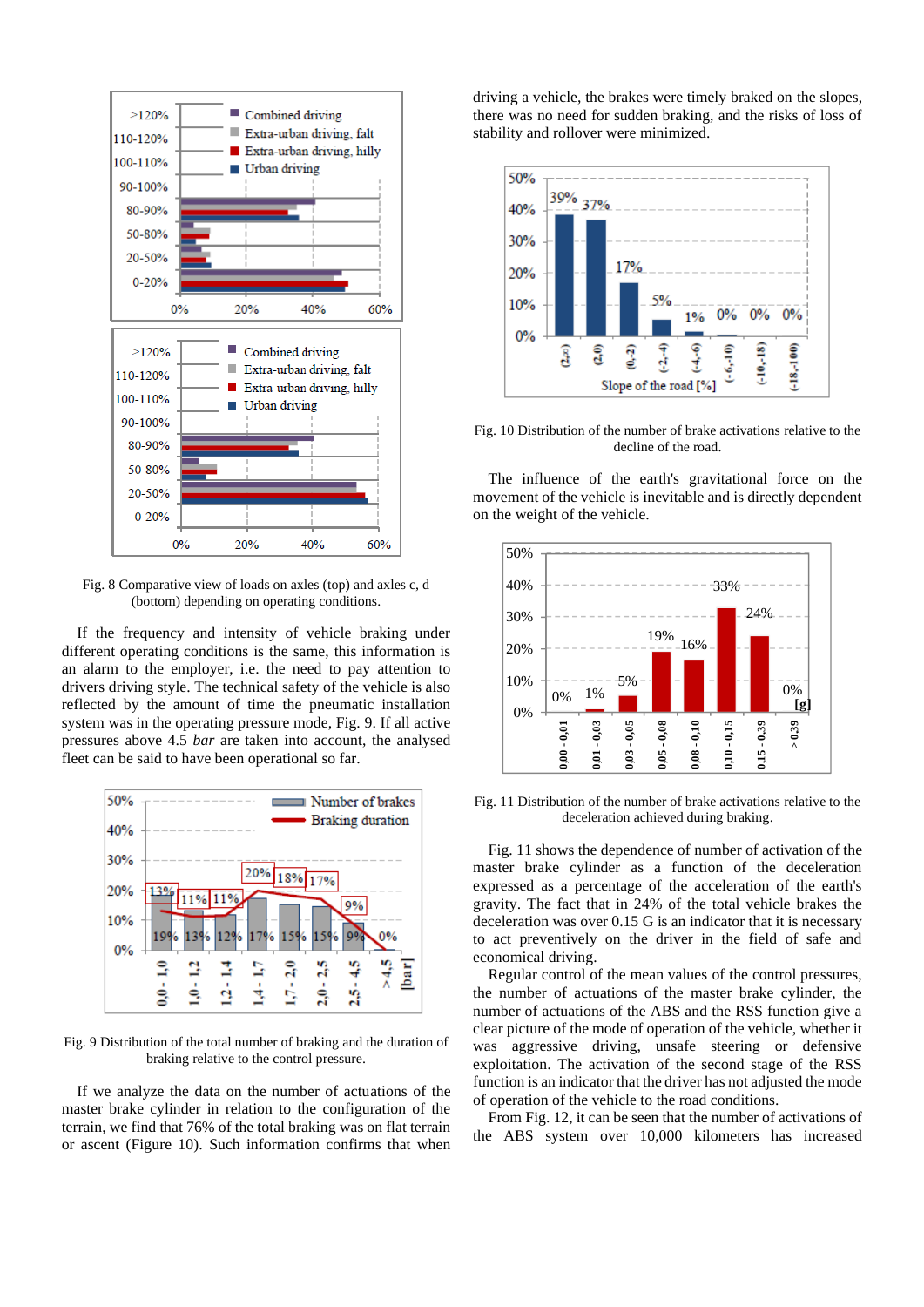Fig. 8 Comparative view of loads on axles (top) and axles c, d (bottom) depending on operating conditions.

If the frequency and intensity of vehicle braking under different operating conditions is the same, this information is an alarm to the employer, i.e. the need to pay attention to drivers driving style. The technical safety of the vehicle is also reflected by the amount of time the pneumatic installation system was in the operating pressure mode, Fig. 9. If all active pressures above 4.5 *bar* are taken into account, the analysed fleet can be said to have been operational so far.

Fig. 9 Distribution of the total number of braking and the duration of braking relative to the control pressure.

If we analyze the data on the number of actuations of the master brake cylinder in relation to the configuration of the terrain, we find that 76% of the total braking was on flat terrain or ascent (Figure 10). Such information confirms that when driving a vehicle, the brakes were timely braked on the slopes, there was no need for sudden braking, and the risks of loss of stability and rollover were minimized.

Fig. 10 Distribution of the number of brake activations relative to the decline of the road.

The influence of the earth's gravitational force on the movement of the vehicle is inevitable and is directly dependent on the weight of the vehicle.

Fig. 11 Distribution of the number of brake activations relative to the deceleration achieved during braking.

Fig. 11 shows the dependence of number of activation of the master brake cylinder as a function of the deceleration expressed as a percentage of the acceleration of the earth's gravity. The fact that in 24% of the total vehicle brakes the deceleration was over 0.15 G is an indicator that it is necessary to act preventively on the driver in the field of safe and economical driving.

Regular control of the mean values of the control pressures, the number of actuations of the master brake cylinder, the number of actuations of the ABS and the RSS function give a clear picture of the mode of operation of the vehicle, whether it was aggressive driving, unsafe steering or defensive exploitation. The activation of the second stage of the RSS function is an indicator that the driver has not adjusted the mode of operation of the vehicle to the road conditions.

From Fig. 12, it can be seen that the number of activations of the ABS system over 10,000 kilometers has increased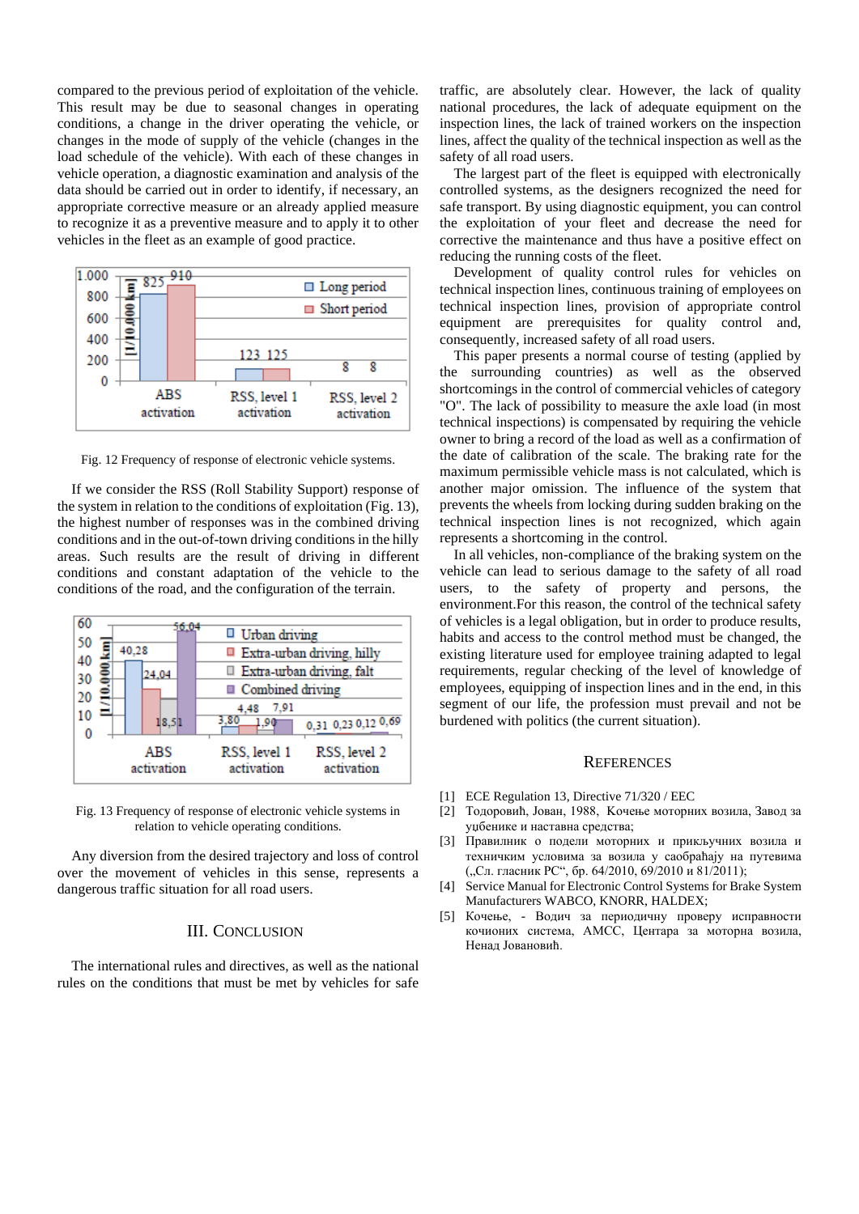compared to the previous period of exploitation of the vehicle. This result may be due to seasonal changes in operating conditions, a change in the driver operating the vehicle, or changes in the mode of supply of the vehicle (changes in the load schedule of the vehicle). With each of these changes in vehicle operation, a diagnostic examination and analysis of the data should be carried out in order to identify, if necessary, an appropriate corrective measure or an already applied measure to recognize it as a preventive measure and to apply it to other vehicles in the fleet as an example of good practice.

1.000
800
600
400
200
0
[1/10.000 km]
825
910
123
125
8
8
Long period
Short period
ABS activation
RSS, level 1 activation
RSS, level 2 activation

Fig. 12 Frequency of response of electronic vehicle systems.

If we consider the RSS (Roll Stability Support) response of the system in relation to the conditions of exploitation (Fig. 13), the highest number of responses was in the combined driving conditions and in the out-of-town driving conditions in the hilly areas. Such results are the result of driving in different conditions and constant adaptation of the vehicle to the conditions of the road, and the configuration of the terrain.

60
50
40
30
20
10
0
[1/10.000 km]
40,28
24,04
18,51
56,04
3,80
4,48
1,90
7,91
0,31
0,23
0,12
0,69
Urban driving
Extra-urban driving, hilly
Extra-urban driving, falt
Combined driving
ABS activation
RSS, level 1 activation
RSS, level 2 activation

Fig. 13 Frequency of response of electronic vehicle systems in relation to vehicle operating conditions.

Any diversion from the desired trajectory and loss of control over the movement of vehicles in this sense, represents a dangerous traffic situation for all road users.

## III. Conclusion

The international rules and directives, as well as the national rules on the conditions that must be met by vehicles for safe traffic, are absolutely clear. However, the lack of quality national procedures, the lack of adequate equipment on the inspection lines, the lack of trained workers on the inspection lines, affect the quality of the technical inspection as well as the safety of all road users.

The largest part of the fleet is equipped with electronically controlled systems, as the designers recognized the need for safe transport. By using diagnostic equipment, you can control the exploitation of your fleet and decrease the need for corrective the maintenance and thus have a positive effect on reducing the running costs of the fleet.

Development of quality control rules for vehicles on technical inspection lines, continuous training of employees on technical inspection lines, provision of appropriate control equipment are prerequisites for quality control and, consequently, increased safety of all road users.

This paper presents a normal course of testing (applied by the surrounding countries) as well as the observed shortcomings in the control of commercial vehicles of category "O". The lack of possibility to measure the axle load (in most technical inspections) is compensated by requiring the vehicle owner to bring a record of the load as well as a confirmation of the date of calibration of the scale. The braking rate for the maximum permissible vehicle mass is not calculated, which is another major omission. The influence of the system that prevents the wheels from locking during sudden braking on the technical inspection lines is not recognized, which again represents a shortcoming in the control.

In all vehicles, non-compliance of the braking system on the vehicle can lead to serious damage to the safety of all road users, to the safety of property and persons, the environment.For this reason, the control of the technical safety of vehicles is a legal obligation, but in order to produce results, habits and access to the control method must be changed, the existing literature used for employee training adapted to legal requirements, regular checking of the level of knowledge of employees, equipping of inspection lines and in the end, in this segment of our life, the profession must prevail and not be burdened with politics (the current situation).

## References

[1] ECE Regulation 13, Directive 71/320 / EEC

[2] Тодоровић, Јован, 1988, Кочење моторних возила, Завод за уџбенике и наставна средства;

[3] Правилник о подели моторних и прикључних возила и техничким условима за возила у саобраћају на путевима („Сл. гласник РС“, бр. 64/2010, 69/2010 и 81/2011);

[4] Service Manual for Electronic Control Systems for Brake System Manufacturers WABCO, KNORR, HALDEX;

[5] Кочење, - Водич за периодичну проверу исправности кочионих система, АМСС, Центара за моторна возила, Ненад Јовановић.